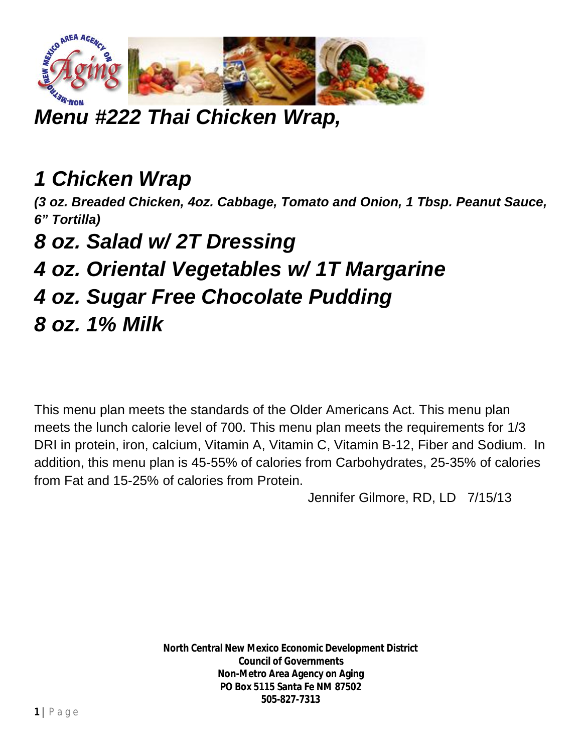# *Menu #222 Thai Chicken Wrap,*

## *1 Chicken Wrap*

***(3 oz. Breaded Chicken, 4oz. Cabbage, Tomato and Onion, 1 Tbsp. Peanut Sauce, 6" Tortilla)***

## *8 oz. Salad w/ 2T Dressing*

## *4 oz. Oriental Vegetables w/ 1T Margarine*

## *4 oz. Sugar Free Chocolate Pudding*

## *8 oz. 1% Milk*

This menu plan meets the standards of the Older Americans Act. This menu plan meets the lunch calorie level of 700. This menu plan meets the requirements for 1/3 DRI in protein, iron, calcium, Vitamin A, Vitamin C, Vitamin B-12, Fiber and Sodium. In addition, this menu plan is 45-55% of calories from Carbohydrates, 25-35% of calories from Fat and 15-25% of calories from Protein.

Jennifer Gilmore, RD, LD 7/15/13

**North Central New Mexico Economic Development District**
**Council of Governments**
**Non-Metro Area Agency on Aging**
**PO Box 5115 Santa Fe NM 87502**
**505-827-7313**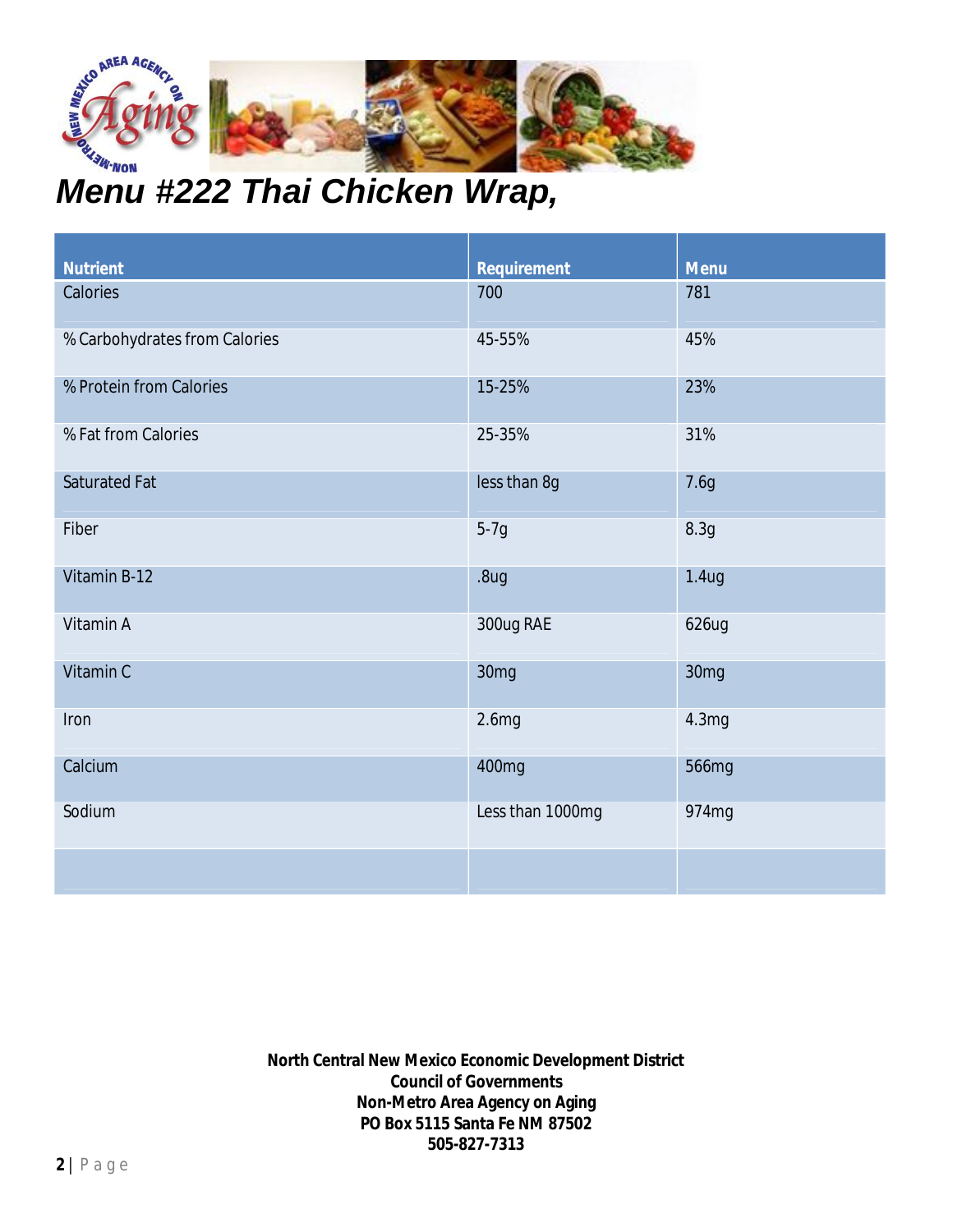# *Menu #222 Thai Chicken Wrap,*

| Nutrient | Requirement | Menu |
|---|---|---|
| Calories | 700 | 781 |
| % Carbohydrates from Calories | 45-55% | 45% |
| % Protein from Calories | 15-25% | 23% |
| % Fat from Calories | 25-35% | 31% |
| Saturated Fat | less than 8g | 7.6g |
| Fiber | 5-7g | 8.3g |
| Vitamin B-12 | .8ug | 1.4ug |
| Vitamin A | 300ug RAE | 626ug |
| Vitamin C | 30mg | 30mg |
| Iron | 2.6mg | 4.3mg |
| Calcium | 400mg | 566mg |
| Sodium | Less than 1000mg | 974mg |
| | | |

**North Central New Mexico Economic Development District**
**Council of Governments**
**Non-Metro Area Agency on Aging**
**PO Box 5115 Santa Fe NM 87502**
**505-827-7313**